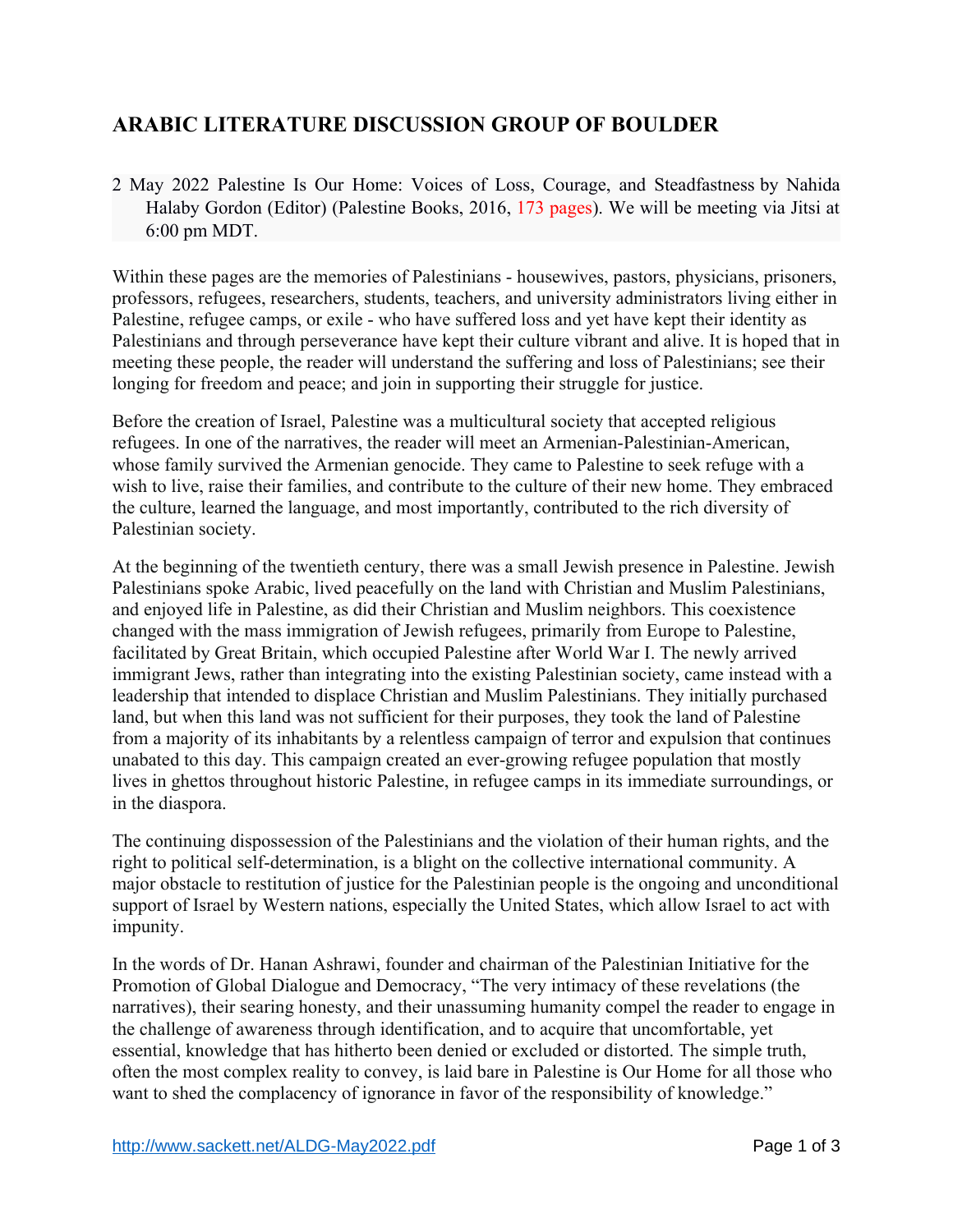# ARABIC LITERATURE DISCUSSION GROUP OF BOULDER

2 May 2022 Palestine Is Our Home: Voices of Loss, Courage, and Steadfastness by Nahida Halaby Gordon (Editor) (Palestine Books, 2016, 173 pages). We will be meeting via Jitsi at 6:00 pm MDT.

Within these pages are the memories of Palestinians - housewives, pastors, physicians, prisoners, professors, refugees, researchers, students, teachers, and university administrators living either in Palestine, refugee camps, or exile - who have suffered loss and yet have kept their identity as Palestinians and through perseverance have kept their culture vibrant and alive. It is hoped that in meeting these people, the reader will understand the suffering and loss of Palestinians; see their longing for freedom and peace; and join in supporting their struggle for justice.

Before the creation of Israel, Palestine was a multicultural society that accepted religious refugees. In one of the narratives, the reader will meet an Armenian-Palestinian-American, whose family survived the Armenian genocide. They came to Palestine to seek refuge with a wish to live, raise their families, and contribute to the culture of their new home. They embraced the culture, learned the language, and most importantly, contributed to the rich diversity of Palestinian society.

At the beginning of the twentieth century, there was a small Jewish presence in Palestine. Jewish Palestinians spoke Arabic, lived peacefully on the land with Christian and Muslim Palestinians, and enjoyed life in Palestine, as did their Christian and Muslim neighbors. This coexistence changed with the mass immigration of Jewish refugees, primarily from Europe to Palestine, facilitated by Great Britain, which occupied Palestine after World War I. The newly arrived immigrant Jews, rather than integrating into the existing Palestinian society, came instead with a leadership that intended to displace Christian and Muslim Palestinians. They initially purchased land, but when this land was not sufficient for their purposes, they took the land of Palestine from a majority of its inhabitants by a relentless campaign of terror and expulsion that continues unabated to this day. This campaign created an ever-growing refugee population that mostly lives in ghettos throughout historic Palestine, in refugee camps in its immediate surroundings, or in the diaspora.

The continuing dispossession of the Palestinians and the violation of their human rights, and the right to political self-determination, is a blight on the collective international community. A major obstacle to restitution of justice for the Palestinian people is the ongoing and unconditional support of Israel by Western nations, especially the United States, which allow Israel to act with impunity.

In the words of Dr. Hanan Ashrawi, founder and chairman of the Palestinian Initiative for the Promotion of Global Dialogue and Democracy, "The very intimacy of these revelations (the narratives), their searing honesty, and their unassuming humanity compel the reader to engage in the challenge of awareness through identification, and to acquire that uncomfortable, yet essential, knowledge that has hitherto been denied or excluded or distorted. The simple truth, often the most complex reality to convey, is laid bare in Palestine is Our Home for all those who want to shed the complacency of ignorance in favor of the responsibility of knowledge."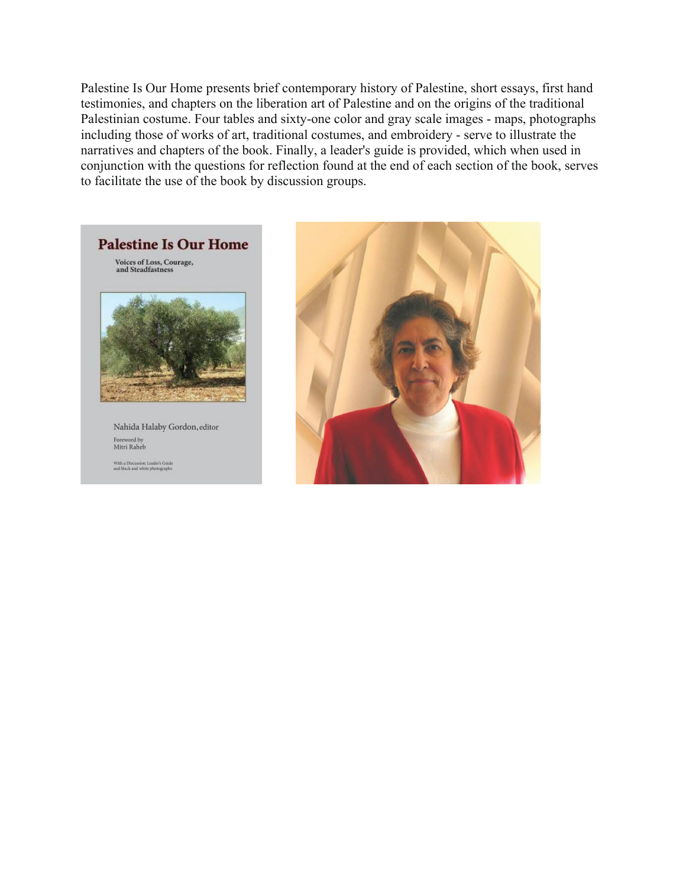Palestine Is Our Home presents brief contemporary history of Palestine, short essays, first hand testimonies, and chapters on the liberation art of Palestine and on the origins of the traditional Palestinian costume. Four tables and sixty-one color and gray scale images - maps, photographs including those of works of art, traditional costumes, and embroidery - serve to illustrate the narratives and chapters of the book. Finally, a leader's guide is provided, which when used in conjunction with the questions for reflection found at the end of each section of the book, serves to facilitate the use of the book by discussion groups.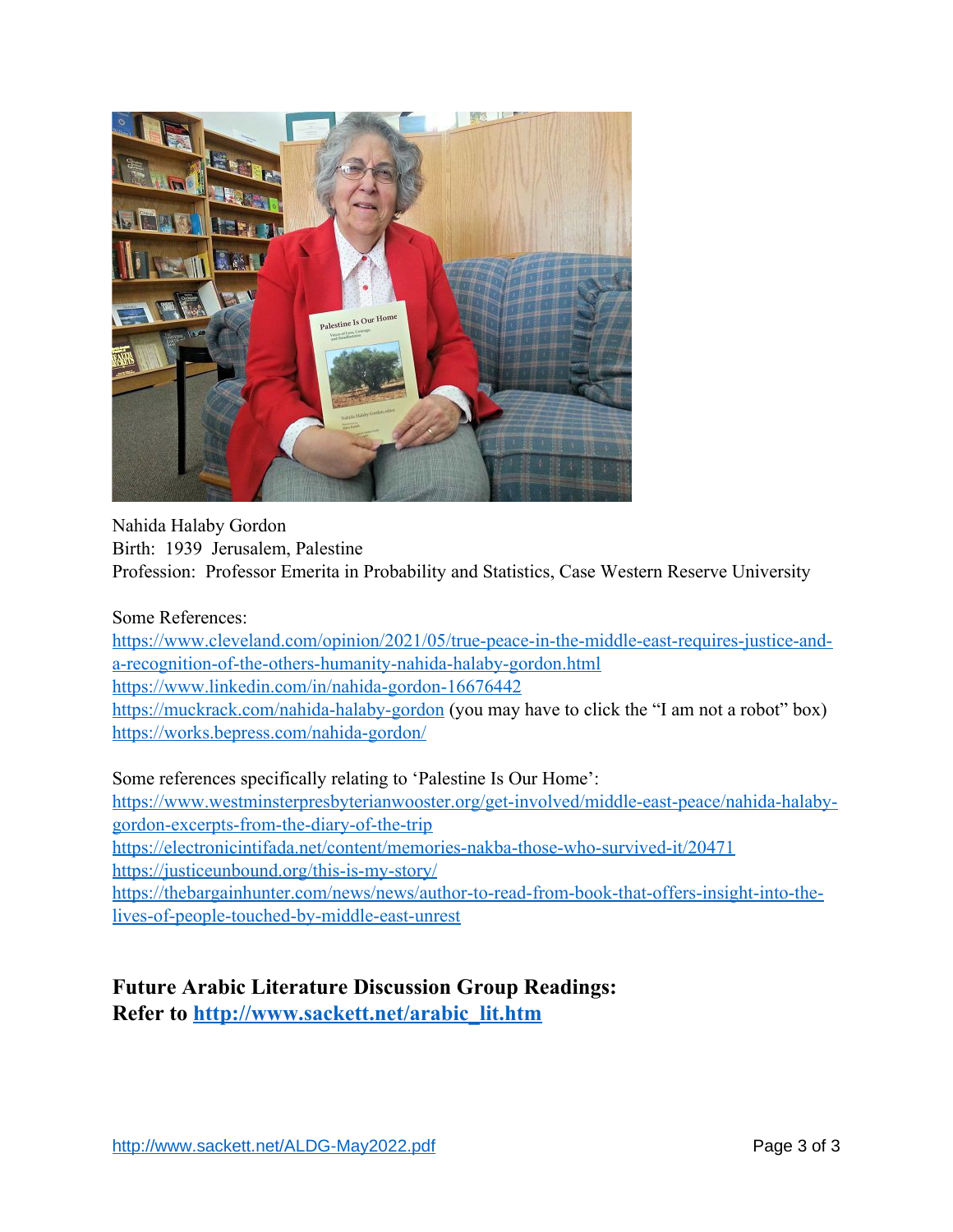Nahida Halaby Gordon
Birth: 1939 Jerusalem, Palestine
Profession: Professor Emerita in Probability and Statistics, Case Western Reserve University

Some References:
https://www.cleveland.com/opinion/2021/05/true-peace-in-the-middle-east-requires-justice-and-a-recognition-of-the-others-humanity-nahida-halaby-gordon.html
https://www.linkedin.com/in/nahida-gordon-16676442
https://muckrack.com/nahida-halaby-gordon (you may have to click the "I am not a robot" box)
https://works.bepress.com/nahida-gordon/

Some references specifically relating to 'Palestine Is Our Home':
https://www.westminsterpresbyterianwooster.org/get-involved/middle-east-peace/nahida-halaby-gordon-excerpts-from-the-diary-of-the-trip
https://electronicintifada.net/content/memories-nakba-those-who-survived-it/20471
https://justiceunbound.org/this-is-my-story/
https://thebargainhunter.com/news/news/author-to-read-from-book-that-offers-insight-into-the-lives-of-people-touched-by-middle-east-unrest

**Future Arabic Literature Discussion Group Readings:**
**Refer to http://www.sackett.net/arabic_lit.htm**